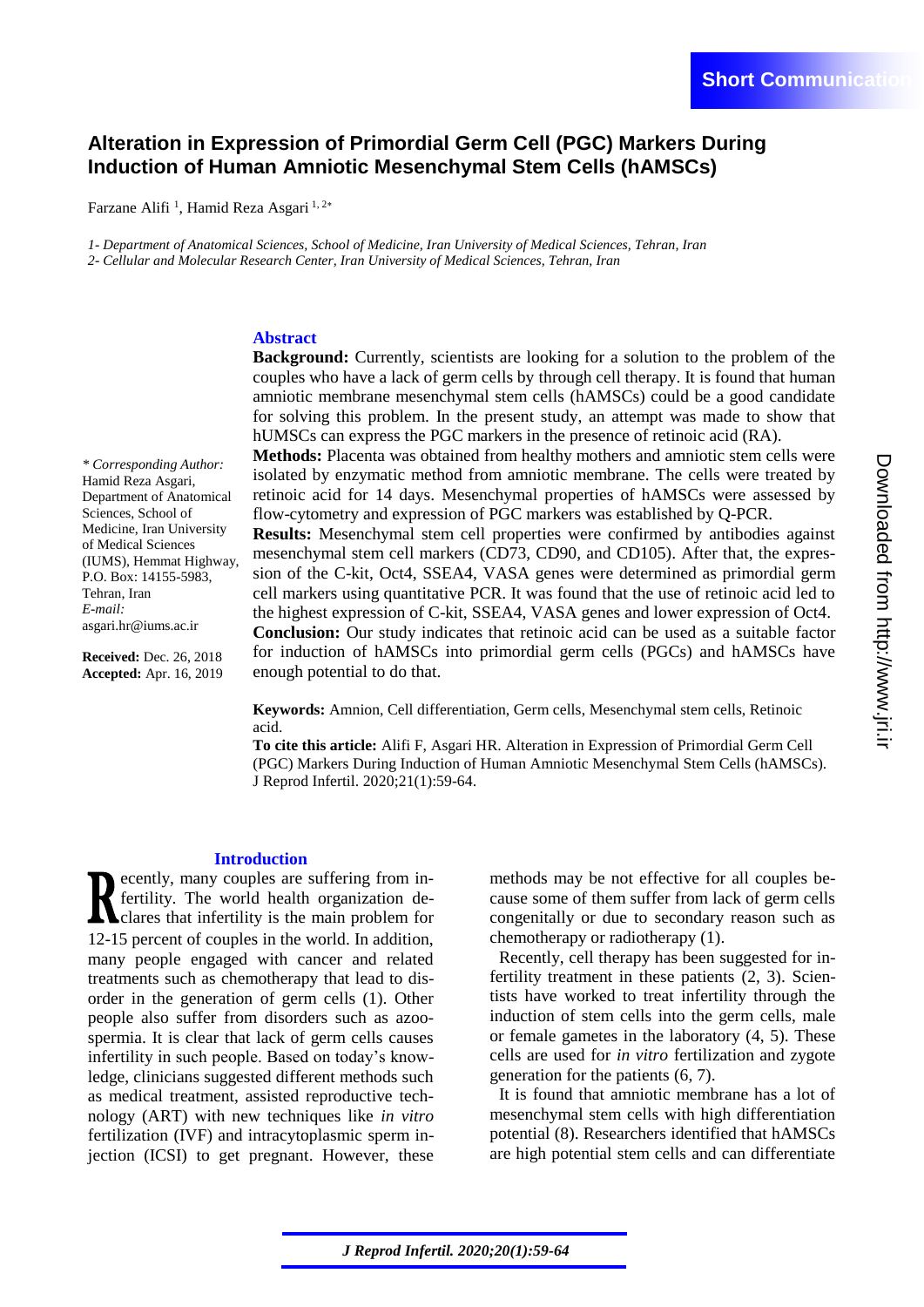Short Communication

# Alteration in Expression of Primordial Germ Cell (PGC) Markers During Induction of Human Amniotic Mesenchymal Stem Cells (hAMSCs)

Farzane Alifi [1], Hamid Reza Asgari [1, 2*]

*1- Department of Anatomical Sciences, School of Medicine, Iran University of Medical Sciences, Tehran, Iran*
*2- Cellular and Molecular Research Center, Iran University of Medical Sciences, Tehran, Iran*

## Abstract

**Background:** Currently, scientists are looking for a solution to the problem of the couples who have a lack of germ cells by through cell therapy. It is found that human amniotic membrane mesenchymal stem cells (hAMSCs) could be a good candidate for solving this problem. In the present study, an attempt was made to show that hUMSCs can express the PGC markers in the presence of retinoic acid (RA).

**Methods:** Placenta was obtained from healthy mothers and amniotic stem cells were isolated by enzymatic method from amniotic membrane. The cells were treated by retinoic acid for 14 days. Mesenchymal properties of hAMSCs were assessed by flow-cytometry and expression of PGC markers was established by Q-PCR.

**Results:** Mesenchymal stem cell properties were confirmed by antibodies against mesenchymal stem cell markers (CD73, CD90, and CD105). After that, the expression of the C-kit, Oct4, SSEA4, VASA genes were determined as primordial germ cell markers using quantitative PCR. It was found that the use of retinoic acid led to the highest expression of C-kit, SSEA4, VASA genes and lower expression of Oct4.

**Conclusion:** Our study indicates that retinoic acid can be used as a suitable factor for induction of hAMSCs into primordial germ cells (PGCs) and hAMSCs have enough potential to do that.

**Keywords:** Amnion, Cell differentiation, Germ cells, Mesenchymal stem cells, Retinoic acid.

**To cite this article:** Alifi F, Asgari HR. Alteration in Expression of Primordial Germ Cell (PGC) Markers During Induction of Human Amniotic Mesenchymal Stem Cells (hAMSCs). J Reprod Infertil. 2020;21(1):59-64.

*\* Corresponding Author:* Hamid Reza Asgari, Department of Anatomical Sciences, School of Medicine, Iran University of Medical Sciences (IUMS), Hemmat Highway, P.O. Box: 14155-5983, Tehran, Iran
*E-mail:* asgari.hr@iums.ac.ir

**Received:** Dec. 26, 2018
**Accepted:** Apr. 16, 2019

## Introduction

Recently, many couples are suffering from infertility. The world health organization declares that infertility is the main problem for 12-15 percent of couples in the world. In addition, many people engaged with cancer and related treatments such as chemotherapy that lead to disorder in the generation of germ cells (1). Other people also suffer from disorders such as azoospermia. It is clear that lack of germ cells causes infertility in such people. Based on today's knowledge, clinicians suggested different methods such as medical treatment, assisted reproductive technology (ART) with new techniques like *in vitro* fertilization (IVF) and intracytoplasmic sperm injection (ICSI) to get pregnant. However, these methods may be not effective for all couples because some of them suffer from lack of germ cells congenitally or due to secondary reason such as chemotherapy or radiotherapy (1).

Recently, cell therapy has been suggested for infertility treatment in these patients (2, 3). Scientists have worked to treat infertility through the induction of stem cells into the germ cells, male or female gametes in the laboratory (4, 5). These cells are used for *in vitro* fertilization and zygote generation for the patients (6, 7).

It is found that amniotic membrane has a lot of mesenchymal stem cells with high differentiation potential (8). Researchers identified that hAMSCs are high potential stem cells and can differentiate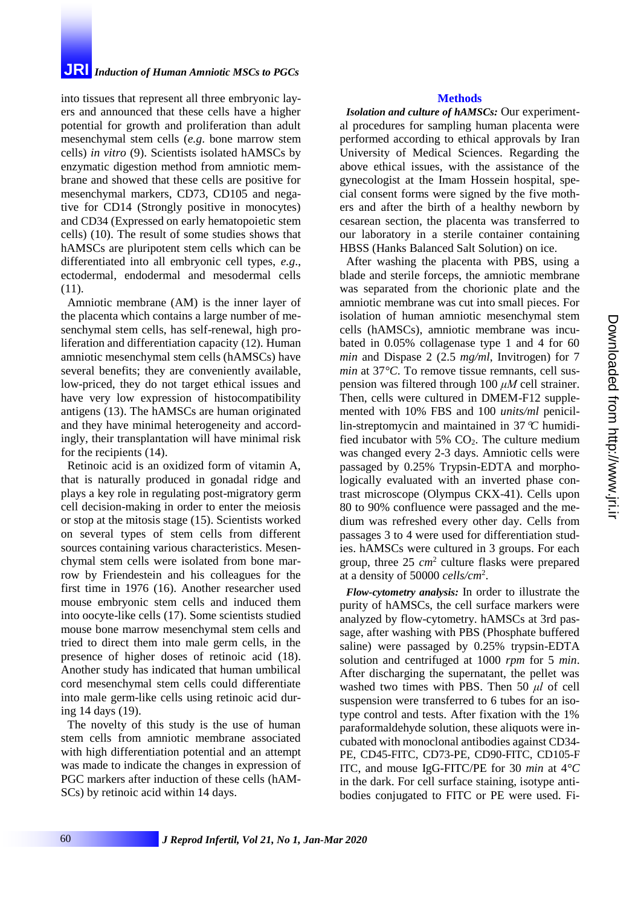into tissues that represent all three embryonic layers and announced that these cells have a higher potential for growth and proliferation than adult mesenchymal stem cells (*e.g*. bone marrow stem cells) *in vitro* (9). Scientists isolated hAMSCs by enzymatic digestion method from amniotic membrane and showed that these cells are positive for mesenchymal markers, CD73, CD105 and negative for CD14 (Strongly positive in monocytes) and CD34 (Expressed on early hematopoietic stem cells) (10). The result of some studies shows that hAMSCs are pluripotent stem cells which can be differentiated into all embryonic cell types, *e.g*., ectodermal, endodermal and mesodermal cells (11).

Amniotic membrane (AM) is the inner layer of the placenta which contains a large number of mesenchymal stem cells, has self-renewal, high proliferation and differentiation capacity (12). Human amniotic mesenchymal stem cells (hAMSCs) have several benefits; they are conveniently available, low-priced, they do not target ethical issues and have very low expression of histocompatibility antigens (13). The hAMSCs are human originated and they have minimal heterogeneity and accordingly, their transplantation will have minimal risk for the recipients (14).

Retinoic acid is an oxidized form of vitamin A, that is naturally produced in gonadal ridge and plays a key role in regulating post-migratory germ cell decision-making in order to enter the meiosis or stop at the mitosis stage (15). Scientists worked on several types of stem cells from different sources containing various characteristics. Mesenchymal stem cells were isolated from bone marrow by Friendestein and his colleagues for the first time in 1976 (16). Another researcher used mouse embryonic stem cells and induced them into oocyte-like cells (17). Some scientists studied mouse bone marrow mesenchymal stem cells and tried to direct them into male germ cells, in the presence of higher doses of retinoic acid (18). Another study has indicated that human umbilical cord mesenchymal stem cells could differentiate into male germ-like cells using retinoic acid during 14 days (19).

The novelty of this study is the use of human stem cells from amniotic membrane associated with high differentiation potential and an attempt was made to indicate the changes in expression of PGC markers after induction of these cells (hAMSCs) by retinoic acid within 14 days.

## Methods

***Isolation and culture of hAMSCs:*** Our experimental procedures for sampling human placenta were performed according to ethical approvals by Iran University of Medical Sciences. Regarding the above ethical issues, with the assistance of the gynecologist at the Imam Hossein hospital, special consent forms were signed by the five mothers and after the birth of a healthy newborn by cesarean section, the placenta was transferred to our laboratory in a sterile container containing HBSS (Hanks Balanced Salt Solution) on ice.

After washing the placenta with PBS, using a blade and sterile forceps, the amniotic membrane was separated from the chorionic plate and the amniotic membrane was cut into small pieces. For isolation of human amniotic mesenchymal stem cells (hAMSCs), amniotic membrane was incubated in 0.05% collagenase type 1 and 4 for 60 *min* and Dispase 2 (2.5 *mg/ml*, Invitrogen) for 7 *min* at 37°*C*. To remove tissue remnants, cell suspension was filtered through 100 $\mu M$ cell strainer. Then, cells were cultured in DMEM-F12 supplemented with 10% FBS and 100 *units/ml* penicillin-streptomycin and maintained in 37 ℃ humidified incubator with 5% $CO_2$. The culture medium was changed every 2-3 days. Amniotic cells were passaged by 0.25% Trypsin-EDTA and morphologically evaluated with an inverted phase contrast microscope (Olympus CKX-41). Cells upon 80 to 90% confluence were passaged and the medium was refreshed every other day. Cells from passages 3 to 4 were used for differentiation studies. hAMSCs were cultured in 3 groups. For each group, three 25 $cm^2$ culture flasks were prepared at a density of 50000 $cells/cm^2$.

***Flow-cytometry analysis:*** In order to illustrate the purity of hAMSCs, the cell surface markers were analyzed by flow-cytometry. hAMSCs at 3rd passage, after washing with PBS (Phosphate buffered saline) were passaged by 0.25% trypsin-EDTA solution and centrifuged at 1000 *rpm* for 5 *min*. After discharging the supernatant, the pellet was washed two times with PBS. Then 50 $\mu l$ of cell suspension were transferred to 6 tubes for an isotype control and tests. After fixation with the 1% paraformaldehyde solution, these aliquots were incubated with monoclonal antibodies against CD34-PE, CD45-FITC, CD73-PE, CD90-FITC, CD105-FITC, and mouse IgG-FITC/PE for 30 *min* at 4°*C* in the dark. For cell surface staining, isotype antibodies conjugated to FITC or PE were used. Fi-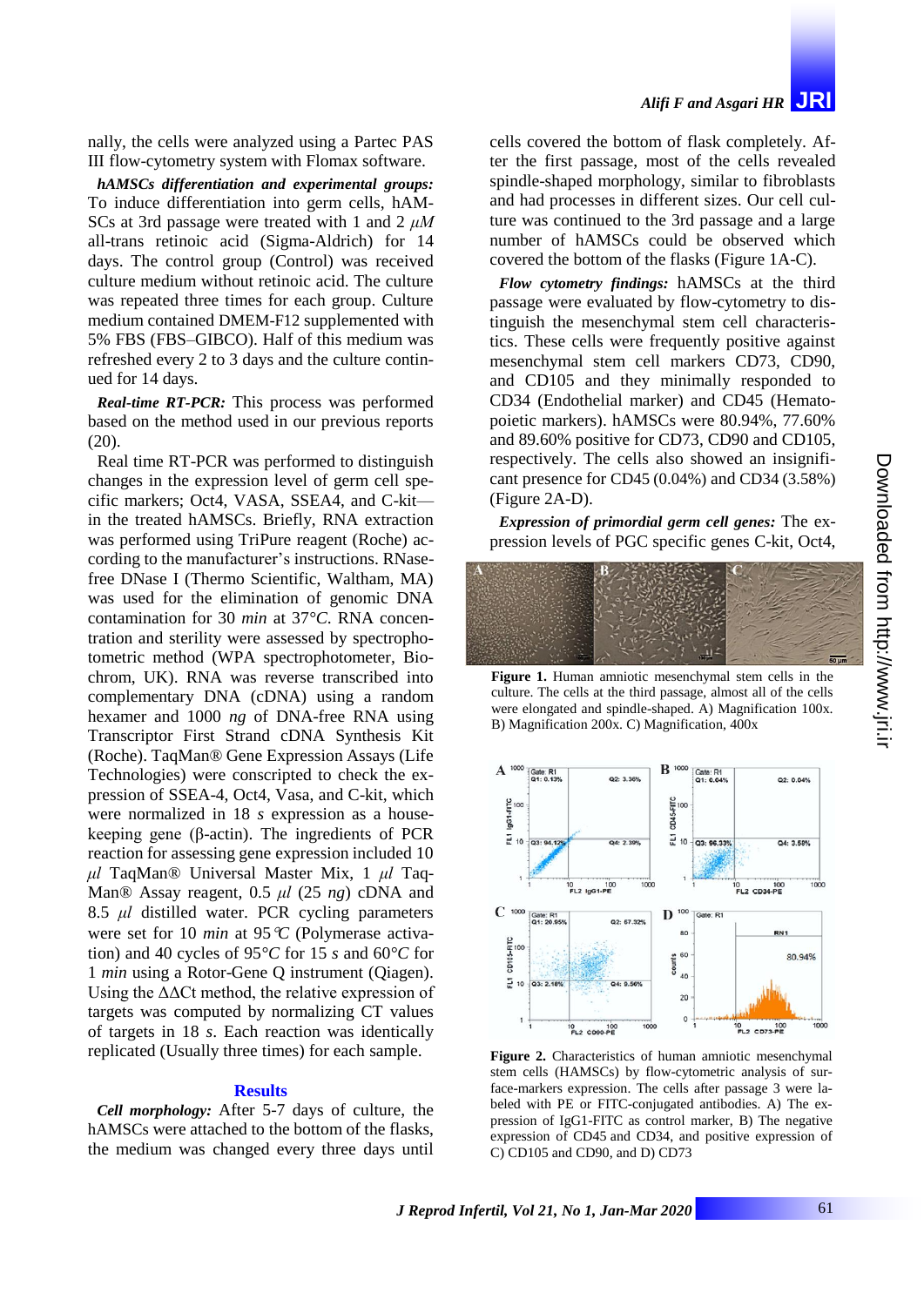nally, the cells were analyzed using a Partec PAS III flow-cytometry system with Flomax software.

***hAMSCs differentiation and experimental groups:*** To induce differentiation into germ cells, hAMSCs at 3rd passage were treated with 1 and 2 $\mu M$ all-trans retinoic acid (Sigma-Aldrich) for 14 days. The control group (Control) was received culture medium without retinoic acid. The culture was repeated three times for each group. Culture medium contained DMEM-F12 supplemented with 5% FBS (FBS–GIBCO). Half of this medium was refreshed every 2 to 3 days and the culture continued for 14 days.

***Real-time RT-PCR:*** This process was performed based on the method used in our previous reports (20).

Real time RT-PCR was performed to distinguish changes in the expression level of germ cell specific markers; Oct4, VASA, SSEA4, and C-kit—in the treated hAMSCs. Briefly, RNA extraction was performed using TriPure reagent (Roche) according to the manufacturer's instructions. RNase-free DNase I (Thermo Scientific, Waltham, MA) was used for the elimination of genomic DNA contamination for 30 *min* at 37°*C*. RNA concentration and sterility were assessed by spectrophotometric method (WPA spectrophotometer, Biochrom, UK). RNA was reverse transcribed into complementary DNA (cDNA) using a random hexamer and 1000 *ng* of DNA-free RNA using Transcriptor First Strand cDNA Synthesis Kit (Roche). TaqMan® Gene Expression Assays (Life Technologies) were conscripted to check the expression of SSEA-4, Oct4, Vasa, and C-kit, which were normalized in 18 *s* expression as a housekeeping gene (β-actin). The ingredients of PCR reaction for assessing gene expression included 10 $\mu l$ TaqMan® Universal Master Mix, 1 $\mu l$ TaqMan® Assay reagent, 0.5 $\mu l$ (25 *ng*) cDNA and 8.5 $\mu l$ distilled water. PCR cycling parameters were set for 10 *min* at 95°*C* (Polymerase activation) and 40 cycles of 95°*C* for 15 *s* and 60°*C* for 1 *min* using a Rotor-Gene Q instrument (Qiagen). Using the ΔΔCt method, the relative expression of targets was computed by normalizing CT values of targets in 18 *s*. Each reaction was identically replicated (Usually three times) for each sample.

## Results

***Cell morphology:*** After 5-7 days of culture, the hAMSCs were attached to the bottom of the flasks, the medium was changed every three days until cells covered the bottom of flask completely. After the first passage, most of the cells revealed spindle-shaped morphology, similar to fibroblasts and had processes in different sizes. Our cell culture was continued to the 3rd passage and a large number of hAMSCs could be observed which covered the bottom of the flasks (Figure 1A-C).

***Flow cytometry findings:*** hAMSCs at the third passage were evaluated by flow-cytometry to distinguish the mesenchymal stem cell characteristics. These cells were frequently positive against mesenchymal stem cell markers CD73, CD90, and CD105 and they minimally responded to CD34 (Endothelial marker) and CD45 (Hematopoietic markers). hAMSCs were 80.94%, 77.60% and 89.60% positive for CD73, CD90 and CD105, respectively. The cells also showed an insignificant presence for CD45 (0.04%) and CD34 (3.58%) (Figure 2A-D).

***Expression of primordial germ cell genes:*** The expression levels of PGC specific genes C-kit, Oct4,

**Figure 1.** Human amniotic mesenchymal stem cells in the culture. The cells at the third passage, almost all of the cells were elongated and spindle-shaped. A) Magnification 100x. B) Magnification 200x. C) Magnification, 400x

**Figure 2.** Characteristics of human amniotic mesenchymal stem cells (HAMSCs) by flow-cytometric analysis of surface-markers expression. The cells after passage 3 were labeled with PE or FITC-conjugated antibodies. A) The expression of IgG1-FITC as control marker, B) The negative expression of CD45 and CD34, and positive expression of C) CD105 and CD90, and D) CD73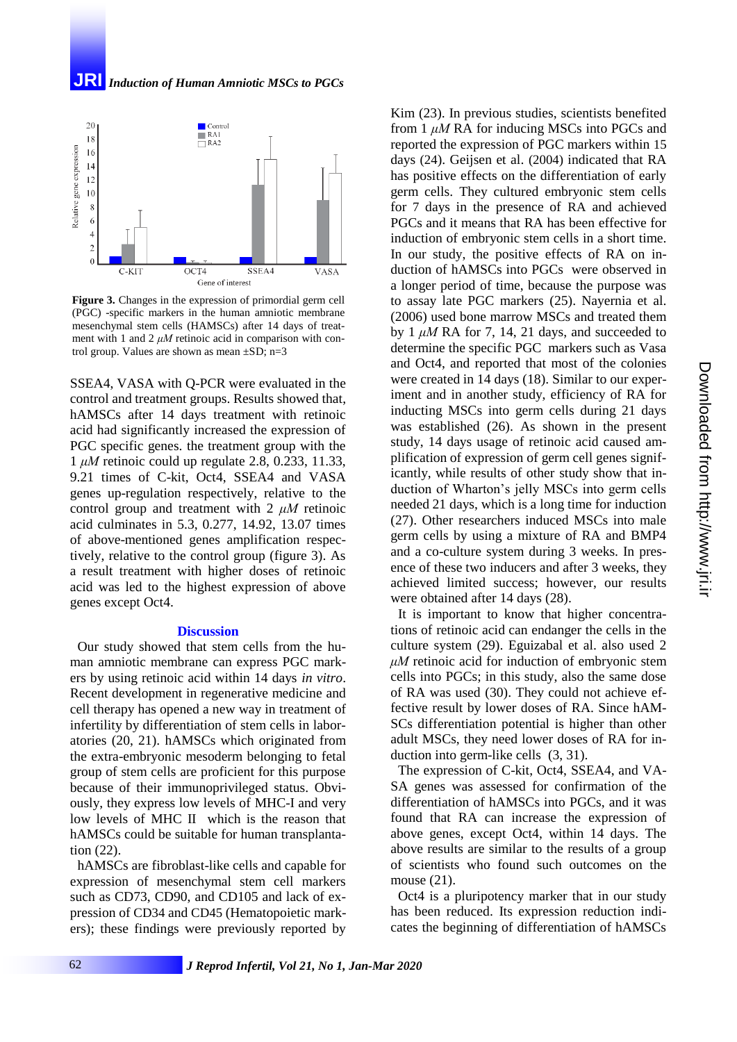**Figure 3.** Changes in the expression of primordial germ cell (PGC) -specific markers in the human amniotic membrane mesenchymal stem cells (HAMSCs) after 14 days of treatment with 1 and 2 $\mu M$ retinoic acid in comparison with control group. Values are shown as mean ±SD; n=3

SSEA4, VASA with Q-PCR were evaluated in the control and treatment groups. Results showed that, hAMSCs after 14 days treatment with retinoic acid had significantly increased the expression of PGC specific genes. the treatment group with the 1 $\mu M$ retinoic could up regulate 2.8, 0.233, 11.33, 9.21 times of C-kit, Oct4, SSEA4 and VASA genes up-regulation respectively, relative to the control group and treatment with 2 $\mu M$ retinoic acid culminates in 5.3, 0.277, 14.92, 13.07 times of above-mentioned genes amplification respectively, relative to the control group (figure 3). As a result treatment with higher doses of retinoic acid was led to the highest expression of above genes except Oct4.

## Discussion

Our study showed that stem cells from the human amniotic membrane can express PGC markers by using retinoic acid within 14 days *in vitro*. Recent development in regenerative medicine and cell therapy has opened a new way in treatment of infertility by differentiation of stem cells in laboratories (20, 21). hAMSCs which originated from the extra-embryonic mesoderm belonging to fetal group of stem cells are proficient for this purpose because of their immunoprivileged status. Obviously, they express low levels of MHC-I and very low levels of MHC II which is the reason that hAMSCs could be suitable for human transplantation (22).

hAMSCs are fibroblast-like cells and capable for expression of mesenchymal stem cell markers such as CD73, CD90, and CD105 and lack of expression of CD34 and CD45 (Hematopoietic markers); these findings were previously reported by Kim (23). In previous studies, scientists benefited from 1 $\mu M$ RA for inducing MSCs into PGCs and reported the expression of PGC markers within 15 days (24). Geijsen et al. (2004) indicated that RA has positive effects on the differentiation of early germ cells. They cultured embryonic stem cells for 7 days in the presence of RA and achieved PGCs and it means that RA has been effective for induction of embryonic stem cells in a short time. In our study, the positive effects of RA on induction of hAMSCs into PGCs were observed in a longer period of time, because the purpose was to assay late PGC markers (25). Nayernia et al. (2006) used bone marrow MSCs and treated them by 1 $\mu M$ RA for 7, 14, 21 days, and succeeded to determine the specific PGC markers such as Vasa and Oct4, and reported that most of the colonies were created in 14 days (18). Similar to our experiment and in another study, efficiency of RA for inducting MSCs into germ cells during 21 days was established (26). As shown in the present study, 14 days usage of retinoic acid caused amplification of expression of germ cell genes significantly, while results of other study show that induction of Wharton's jelly MSCs into germ cells needed 21 days, which is a long time for induction (27). Other researchers induced MSCs into male germ cells by using a mixture of RA and BMP4 and a co-culture system during 3 weeks. In presence of these two inducers and after 3 weeks, they achieved limited success; however, our results were obtained after 14 days (28).

It is important to know that higher concentrations of retinoic acid can endanger the cells in the culture system (29). Eguizabal et al. also used 2 $\mu M$ retinoic acid for induction of embryonic stem cells into PGCs; in this study, also the same dose of RA was used (30). They could not achieve effective result by lower doses of RA. Since hAMSCs differentiation potential is higher than other adult MSCs, they need lower doses of RA for induction into germ-like cells (3, 31).

The expression of C-kit, Oct4, SSEA4, and VASA genes was assessed for confirmation of the differentiation of hAMSCs into PGCs, and it was found that RA can increase the expression of above genes, except Oct4, within 14 days. The above results are similar to the results of a group of scientists who found such outcomes on the mouse (21).

Oct4 is a pluripotency marker that in our study has been reduced. Its expression reduction indicates the beginning of differentiation of hAMSCs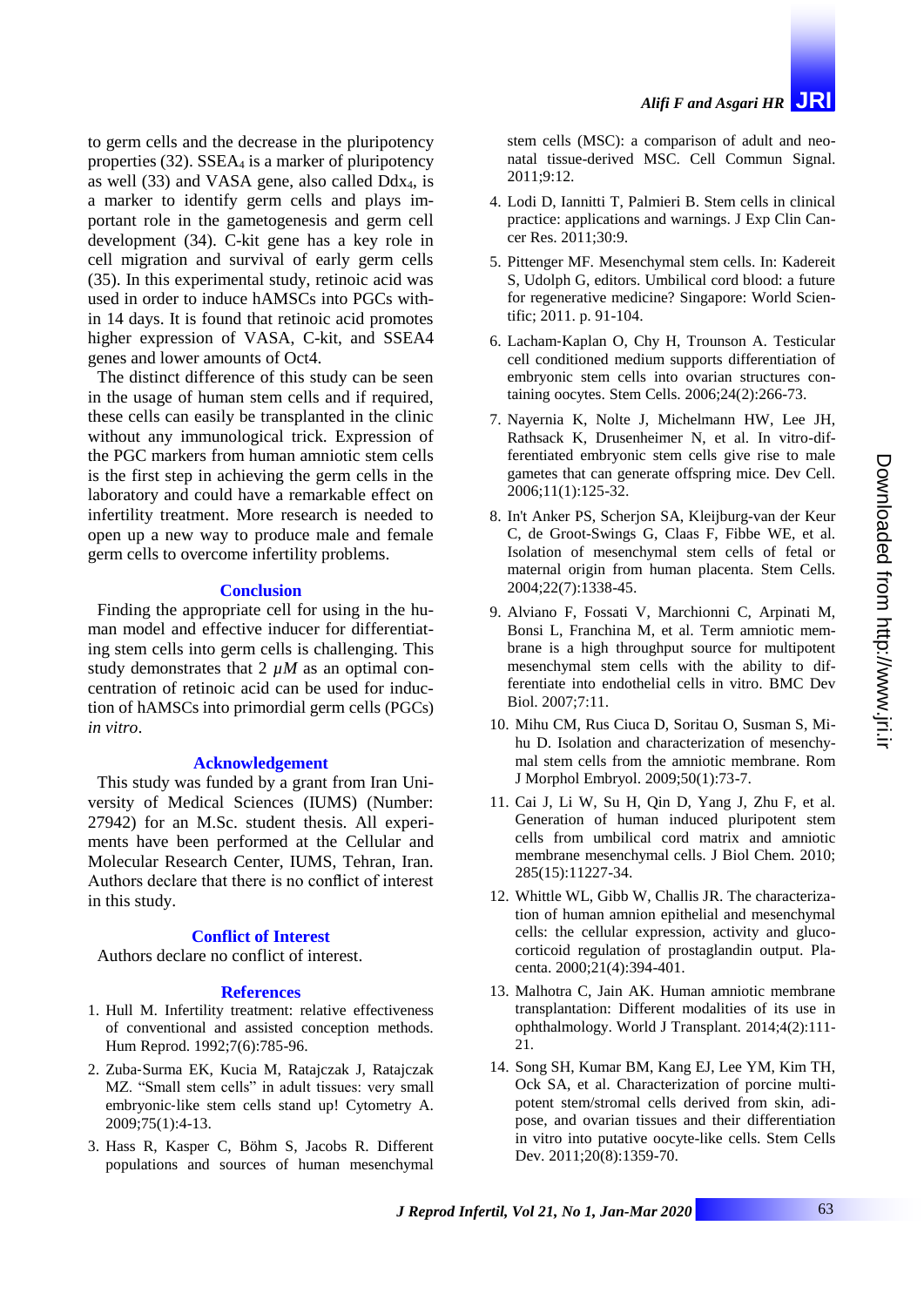to germ cells and the decrease in the pluripotency properties (32). $SSEA_4$ is a marker of pluripotency as well (33) and VASA gene, also called $Ddx_4$, is a marker to identify germ cells and plays important role in the gametogenesis and germ cell development (34). C-kit gene has a key role in cell migration and survival of early germ cells (35). In this experimental study, retinoic acid was used in order to induce hAMSCs into PGCs within 14 days. It is found that retinoic acid promotes higher expression of VASA, C-kit, and SSEA4 genes and lower amounts of Oct4.

The distinct difference of this study can be seen in the usage of human stem cells and if required, these cells can easily be transplanted in the clinic without any immunological trick. Expression of the PGC markers from human amniotic stem cells is the first step in achieving the germ cells in the laboratory and could have a remarkable effect on infertility treatment. More research is needed to open up a new way to produce male and female germ cells to overcome infertility problems.

## Conclusion

Finding the appropriate cell for using in the human model and effective inducer for differentiating stem cells into germ cells is challenging. This study demonstrates that 2 $\mu M$ as an optimal concentration of retinoic acid can be used for induction of hAMSCs into primordial germ cells (PGCs) *in vitro*.

## Acknowledgement

This study was funded by a grant from Iran University of Medical Sciences (IUMS) (Number: 27942) for an M.Sc. student thesis. All experiments have been performed at the Cellular and Molecular Research Center, IUMS, Tehran, Iran. Authors declare that there is no conflict of interest in this study.

## Conflict of Interest

Authors declare no conflict of interest.

## References

1. Hull M. Infertility treatment: relative effectiveness of conventional and assisted conception methods. Hum Reprod. 1992;7(6):785-96.
2. Zuba-Surma EK, Kucia M, Ratajczak J, Ratajczak MZ. "Small stem cells" in adult tissues: very small embryonic-like stem cells stand up! Cytometry A. 2009;75(1):4-13.
3. Hass R, Kasper C, Böhm S, Jacobs R. Different populations and sources of human mesenchymal stem cells (MSC): a comparison of adult and neonatal tissue-derived MSC. Cell Commun Signal. 2011;9:12.
4. Lodi D, Iannitti T, Palmieri B. Stem cells in clinical practice: applications and warnings. J Exp Clin Cancer Res. 2011;30:9.
5. Pittenger MF. Mesenchymal stem cells. In: Kadereit S, Udolph G, editors. Umbilical cord blood: a future for regenerative medicine? Singapore: World Scientific; 2011. p. 91-104.
6. Lacham-Kaplan O, Chy H, Trounson A. Testicular cell conditioned medium supports differentiation of embryonic stem cells into ovarian structures containing oocytes. Stem Cells. 2006;24(2):266-73.
7. Nayernia K, Nolte J, Michelmann HW, Lee JH, Rathsack K, Drusenheimer N, et al. In vitro-differentiated embryonic stem cells give rise to male gametes that can generate offspring mice. Dev Cell. 2006;11(1):125-32.
8. In't Anker PS, Scherjon SA, Kleijburg-van der Keur C, de Groot-Swings G, Claas F, Fibbe WE, et al. Isolation of mesenchymal stem cells of fetal or maternal origin from human placenta. Stem Cells. 2004;22(7):1338-45.
9. Alviano F, Fossati V, Marchionni C, Arpinati M, Bonsi L, Franchina M, et al. Term amniotic membrane is a high throughput source for multipotent mesenchymal stem cells with the ability to differentiate into endothelial cells in vitro. BMC Dev Biol. 2007;7:11.
10. Mihu CM, Rus Ciuca D, Soritau O, Susman S, Mihu D. Isolation and characterization of mesenchymal stem cells from the amniotic membrane. Rom J Morphol Embryol. 2009;50(1):73-7.
11. Cai J, Li W, Su H, Qin D, Yang J, Zhu F, et al. Generation of human induced pluripotent stem cells from umbilical cord matrix and amniotic membrane mesenchymal cells. J Biol Chem. 2010; 285(15):11227-34.
12. Whittle WL, Gibb W, Challis JR. The characterization of human amnion epithelial and mesenchymal cells: the cellular expression, activity and glucocorticoid regulation of prostaglandin output. Placenta. 2000;21(4):394-401.
13. Malhotra C, Jain AK. Human amniotic membrane transplantation: Different modalities of its use in ophthalmology. World J Transplant. 2014;4(2):111-21.
14. Song SH, Kumar BM, Kang EJ, Lee YM, Kim TH, Ock SA, et al. Characterization of porcine multipotent stem/stromal cells derived from skin, adipose, and ovarian tissues and their differentiation in vitro into putative oocyte-like cells. Stem Cells Dev. 2011;20(8):1359-70.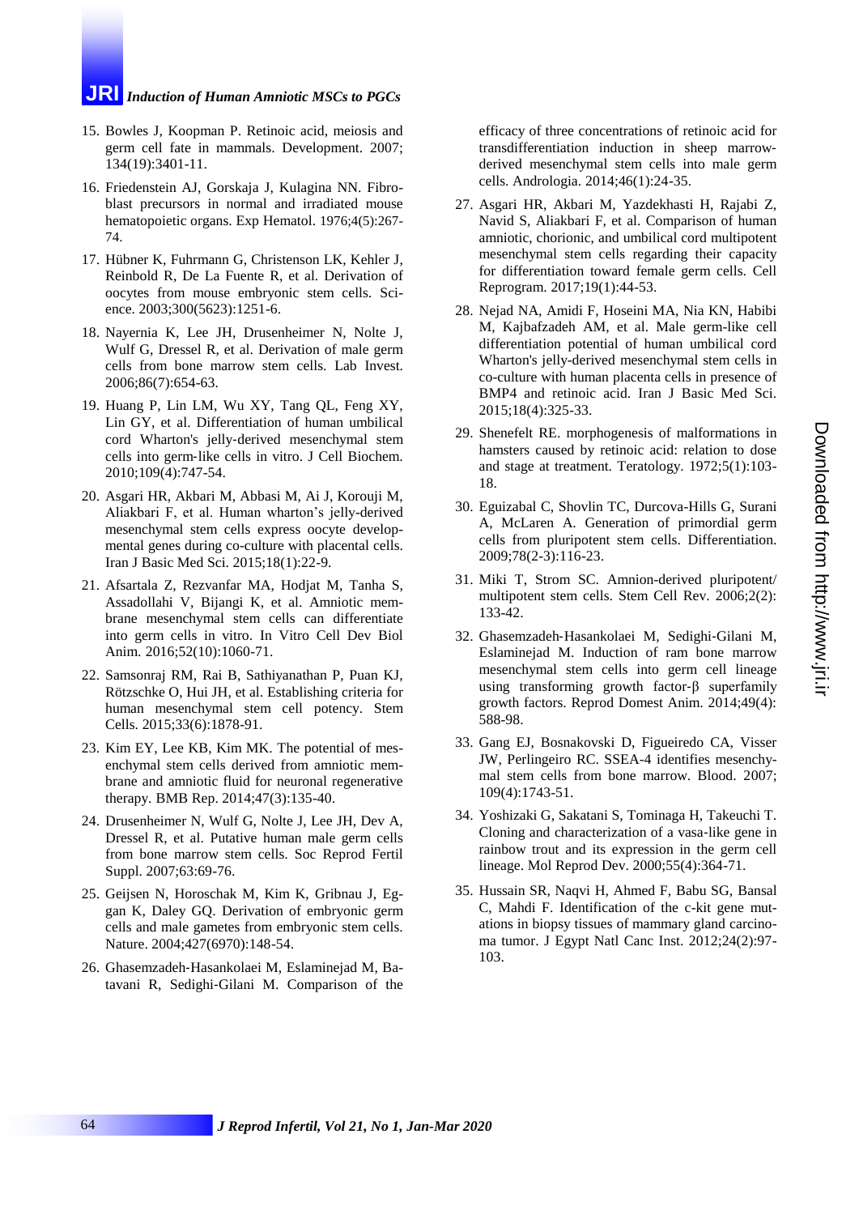15. Bowles J, Koopman P. Retinoic acid, meiosis and germ cell fate in mammals. Development. 2007; 134(19):3401-11.
16. Friedenstein AJ, Gorskaja J, Kulagina NN. Fibroblast precursors in normal and irradiated mouse hematopoietic organs. Exp Hematol. 1976;4(5):267-74.
17. Hübner K, Fuhrmann G, Christenson LK, Kehler J, Reinbold R, De La Fuente R, et al. Derivation of oocytes from mouse embryonic stem cells. Science. 2003;300(5623):1251-6.
18. Nayernia K, Lee JH, Drusenheimer N, Nolte J, Wulf G, Dressel R, et al. Derivation of male germ cells from bone marrow stem cells. Lab Invest. 2006;86(7):654-63.
19. Huang P, Lin LM, Wu XY, Tang QL, Feng XY, Lin GY, et al. Differentiation of human umbilical cord Wharton's jelly-derived mesenchymal stem cells into germ-like cells in vitro. J Cell Biochem. 2010;109(4):747-54.
20. Asgari HR, Akbari M, Abbasi M, Ai J, Korouji M, Aliakbari F, et al. Human wharton's jelly-derived mesenchymal stem cells express oocyte developmental genes during co-culture with placental cells. Iran J Basic Med Sci. 2015;18(1):22-9.
21. Afsartala Z, Rezvanfar MA, Hodjat M, Tanha S, Assadollahi V, Bijangi K, et al. Amniotic membrane mesenchymal stem cells can differentiate into germ cells in vitro. In Vitro Cell Dev Biol Anim. 2016;52(10):1060-71.
22. Samsonraj RM, Rai B, Sathiyanathan P, Puan KJ, Rötzschke O, Hui JH, et al. Establishing criteria for human mesenchymal stem cell potency. Stem Cells. 2015;33(6):1878-91.
23. Kim EY, Lee KB, Kim MK. The potential of mesenchymal stem cells derived from amniotic membrane and amniotic fluid for neuronal regenerative therapy. BMB Rep. 2014;47(3):135-40.
24. Drusenheimer N, Wulf G, Nolte J, Lee JH, Dev A, Dressel R, et al. Putative human male germ cells from bone marrow stem cells. Soc Reprod Fertil Suppl. 2007;63:69-76.
25. Geijsen N, Horoschak M, Kim K, Gribnau J, Eggan K, Daley GQ. Derivation of embryonic germ cells and male gametes from embryonic stem cells. Nature. 2004;427(6970):148-54.
26. Ghasemzadeh-Hasankolaei M, Eslaminejad M, Batavani R, Sedighi-Gilani M. Comparison of the efficacy of three concentrations of retinoic acid for transdifferentiation induction in sheep marrow-derived mesenchymal stem cells into male germ cells. Andrologia. 2014;46(1):24-35.
27. Asgari HR, Akbari M, Yazdekhasti H, Rajabi Z, Navid S, Aliakbari F, et al. Comparison of human amniotic, chorionic, and umbilical cord multipotent mesenchymal stem cells regarding their capacity for differentiation toward female germ cells. Cell Reprogram. 2017;19(1):44-53.
28. Nejad NA, Amidi F, Hoseini MA, Nia KN, Habibi M, Kajbafzadeh AM, et al. Male germ-like cell differentiation potential of human umbilical cord Wharton's jelly-derived mesenchymal stem cells in co-culture with human placenta cells in presence of BMP4 and retinoic acid. Iran J Basic Med Sci. 2015;18(4):325-33.
29. Shenefelt RE. morphogenesis of malformations in hamsters caused by retinoic acid: relation to dose and stage at treatment. Teratology. 1972;5(1):103-18.
30. Eguizabal C, Shovlin TC, Durcova-Hills G, Surani A, McLaren A. Generation of primordial germ cells from pluripotent stem cells. Differentiation. 2009;78(2-3):116-23.
31. Miki T, Strom SC. Amnion-derived pluripotent/multipotent stem cells. Stem Cell Rev. 2006;2(2): 133-42.
32. Ghasemzadeh-Hasankolaei M, Sedighi-Gilani M, Eslaminejad M. Induction of ram bone marrow mesenchymal stem cells into germ cell lineage using transforming growth factor-β superfamily growth factors. Reprod Domest Anim. 2014;49(4): 588-98.
33. Gang EJ, Bosnakovski D, Figueiredo CA, Visser JW, Perlingeiro RC. SSEA-4 identifies mesenchymal stem cells from bone marrow. Blood. 2007; 109(4):1743-51.
34. Yoshizaki G, Sakatani S, Tominaga H, Takeuchi T. Cloning and characterization of a vasa-like gene in rainbow trout and its expression in the germ cell lineage. Mol Reprod Dev. 2000;55(4):364-71.
35. Hussain SR, Naqvi H, Ahmed F, Babu SG, Bansal C, Mahdi F. Identification of the c-kit gene mutations in biopsy tissues of mammary gland carcinoma tumor. J Egypt Natl Canc Inst. 2012;24(2):97-103.